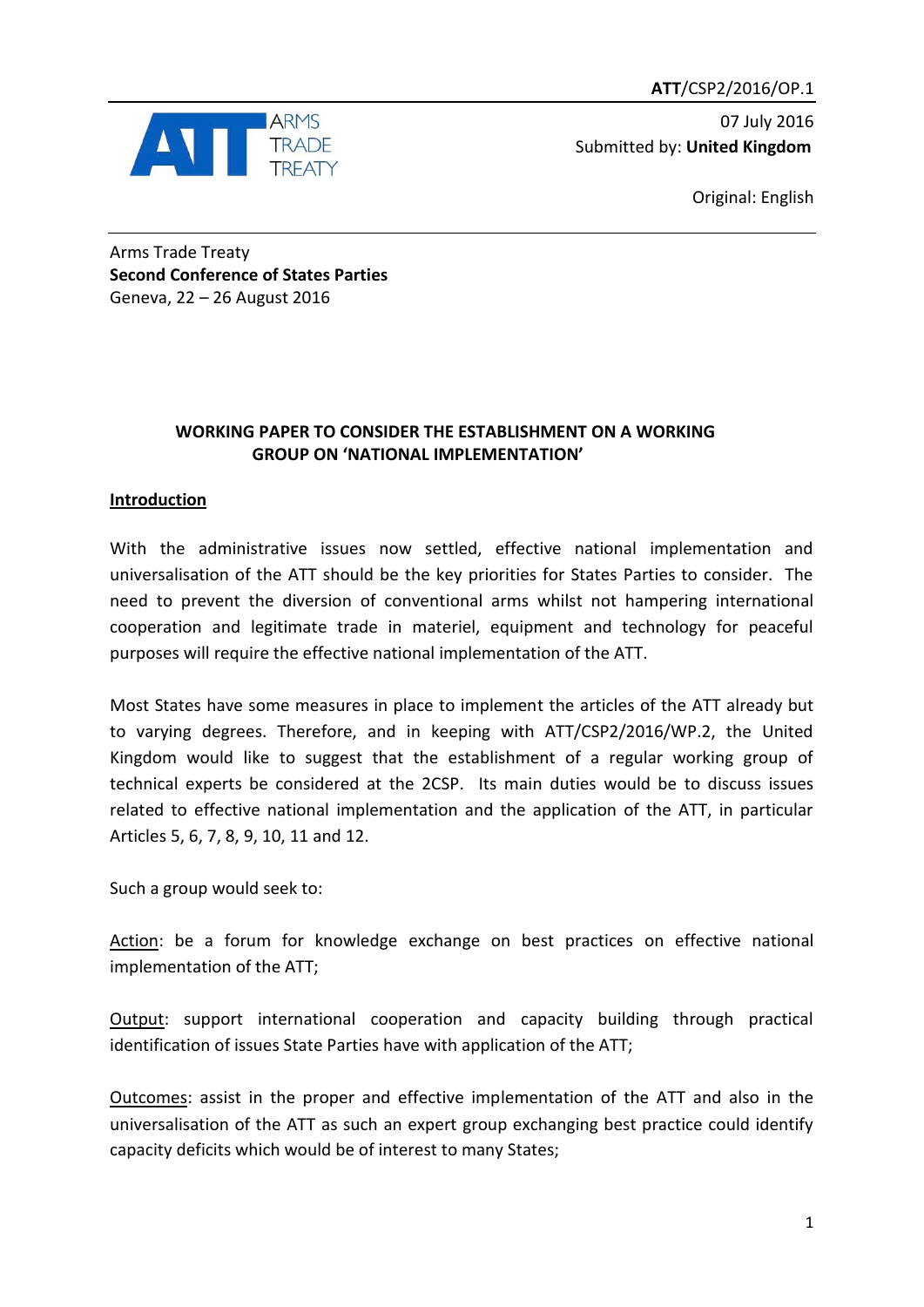**ATT**/CSP2/2016/OP.1

07 July 2016
Submitted by: **United Kingdom**

Original: English

Arms Trade Treaty
**Second Conference of States Parties**
Geneva, 22 – 26 August 2016

# WORKING PAPER TO CONSIDER THE ESTABLISHMENT ON A WORKING GROUP ON 'NATIONAL IMPLEMENTATION'

## Introduction

With the administrative issues now settled, effective national implementation and universalisation of the ATT should be the key priorities for States Parties to consider. The need to prevent the diversion of conventional arms whilst not hampering international cooperation and legitimate trade in materiel, equipment and technology for peaceful purposes will require the effective national implementation of the ATT.

Most States have some measures in place to implement the articles of the ATT already but to varying degrees. Therefore, and in keeping with ATT/CSP2/2016/WP.2, the United Kingdom would like to suggest that the establishment of a regular working group of technical experts be considered at the 2CSP. Its main duties would be to discuss issues related to effective national implementation and the application of the ATT, in particular Articles 5, 6, 7, 8, 9, 10, 11 and 12.

Such a group would seek to:

Action: be a forum for knowledge exchange on best practices on effective national implementation of the ATT;

Output: support international cooperation and capacity building through practical identification of issues State Parties have with application of the ATT;

Outcomes: assist in the proper and effective implementation of the ATT and also in the universalisation of the ATT as such an expert group exchanging best practice could identify capacity deficits which would be of interest to many States;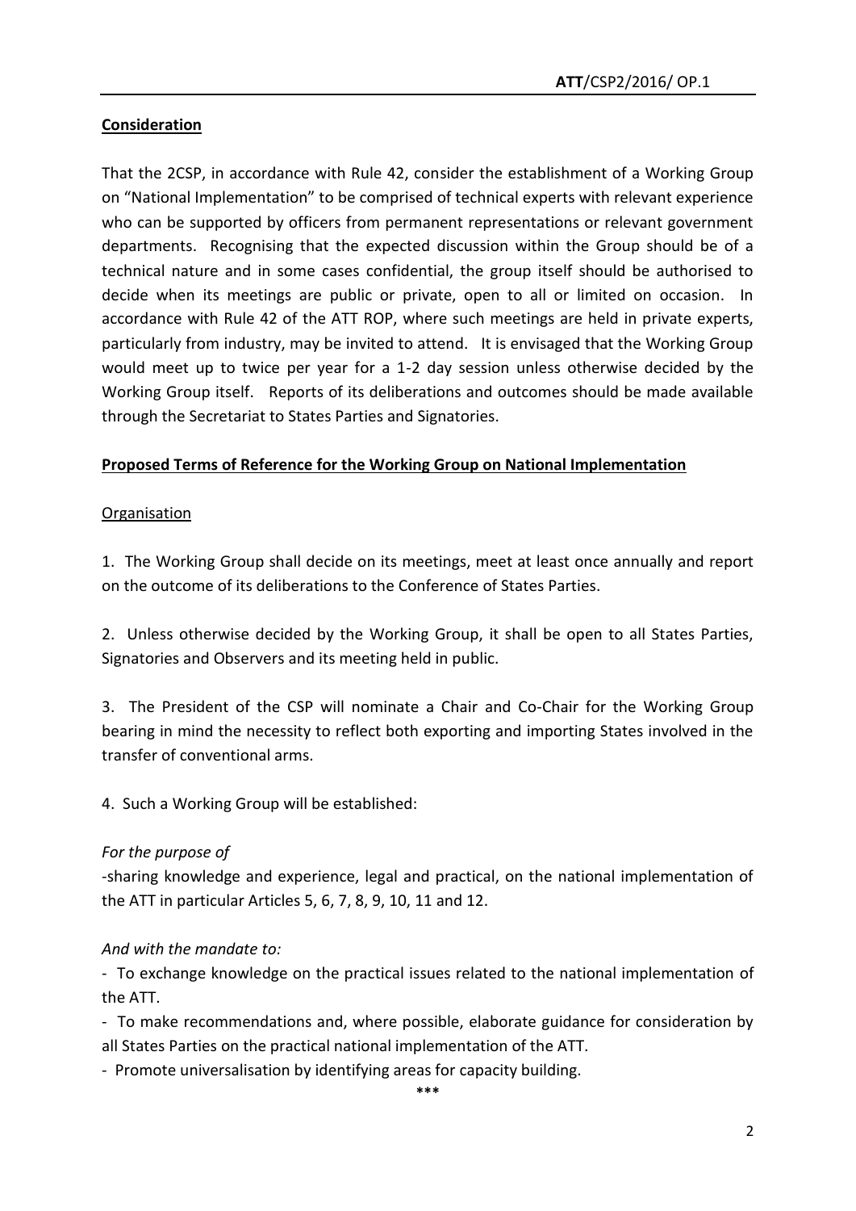**Consideration**

That the 2CSP, in accordance with Rule 42, consider the establishment of a Working Group on "National Implementation" to be comprised of technical experts with relevant experience who can be supported by officers from permanent representations or relevant government departments. Recognising that the expected discussion within the Group should be of a technical nature and in some cases confidential, the group itself should be authorised to decide when its meetings are public or private, open to all or limited on occasion. In accordance with Rule 42 of the ATT ROP, where such meetings are held in private experts, particularly from industry, may be invited to attend. It is envisaged that the Working Group would meet up to twice per year for a 1-2 day session unless otherwise decided by the Working Group itself. Reports of its deliberations and outcomes should be made available through the Secretariat to States Parties and Signatories.

**Proposed Terms of Reference for the Working Group on National Implementation**

Organisation

1. The Working Group shall decide on its meetings, meet at least once annually and report on the outcome of its deliberations to the Conference of States Parties.

2. Unless otherwise decided by the Working Group, it shall be open to all States Parties, Signatories and Observers and its meeting held in public.

3. The President of the CSP will nominate a Chair and Co-Chair for the Working Group bearing in mind the necessity to reflect both exporting and importing States involved in the transfer of conventional arms.

4. Such a Working Group will be established:

*For the purpose of*

-sharing knowledge and experience, legal and practical, on the national implementation of the ATT in particular Articles 5, 6, 7, 8, 9, 10, 11 and 12.

*And with the mandate to:*

- To exchange knowledge on the practical issues related to the national implementation of the ATT.
- To make recommendations and, where possible, elaborate guidance for consideration by all States Parties on the practical national implementation of the ATT.
- Promote universalisation by identifying areas for capacity building.

***